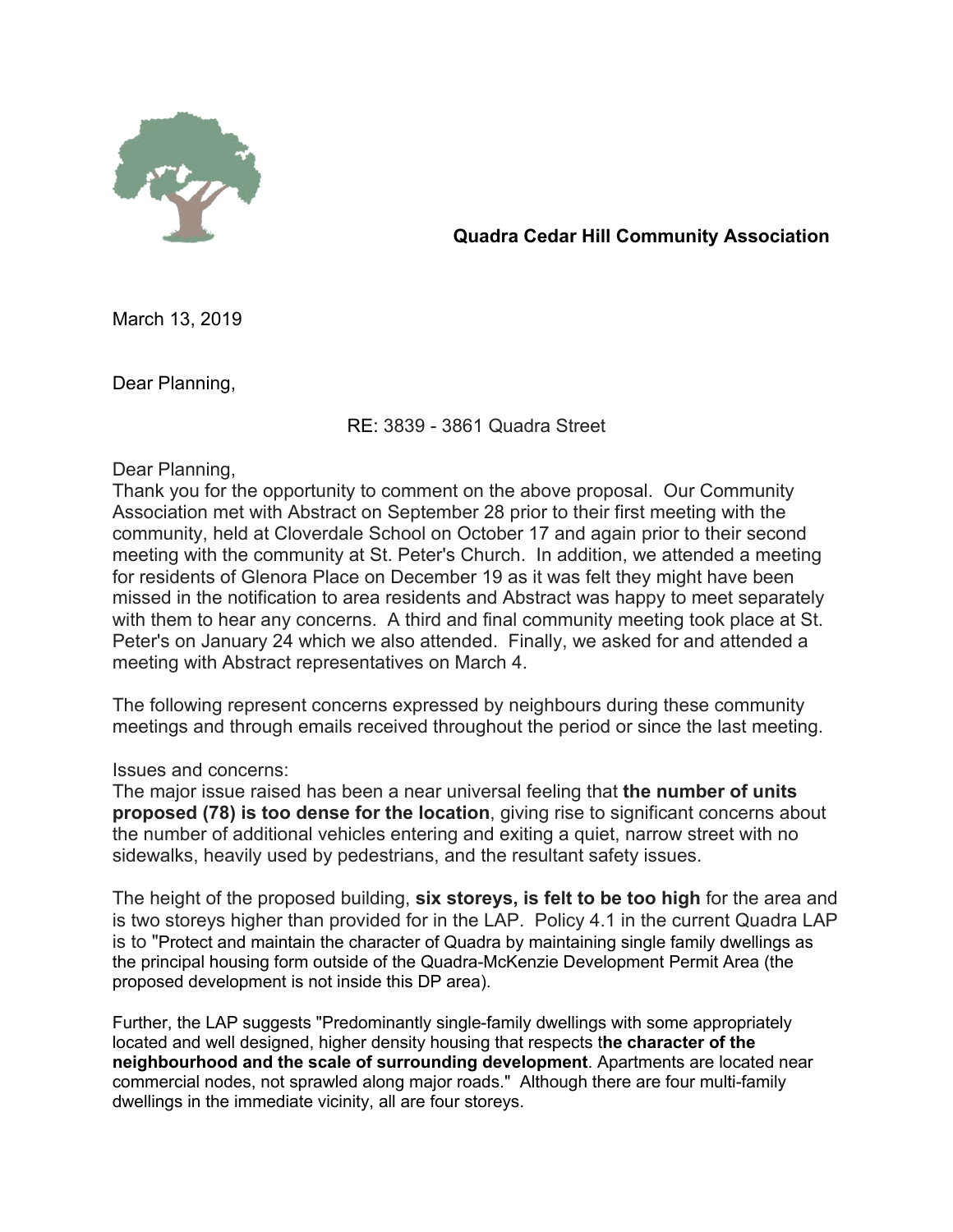**Quadra Cedar Hill Community Association**

March 13, 2019

Dear Planning,

RE: 3839 - 3861 Quadra Street

Dear Planning,

Thank you for the opportunity to comment on the above proposal. Our Community Association met with Abstract on September 28 prior to their first meeting with the community, held at Cloverdale School on October 17 and again prior to their second meeting with the community at St. Peter's Church. In addition, we attended a meeting for residents of Glenora Place on December 19 as it was felt they might have been missed in the notification to area residents and Abstract was happy to meet separately with them to hear any concerns. A third and final community meeting took place at St. Peter's on January 24 which we also attended. Finally, we asked for and attended a meeting with Abstract representatives on March 4.

The following represent concerns expressed by neighbours during these community meetings and through emails received throughout the period or since the last meeting.

Issues and concerns:

The major issue raised has been a near universal feeling that **the number of units proposed (78) is too dense for the location**, giving rise to significant concerns about the number of additional vehicles entering and exiting a quiet, narrow street with no sidewalks, heavily used by pedestrians, and the resultant safety issues.

The height of the proposed building, **six storeys, is felt to be too high** for the area and is two storeys higher than provided for in the LAP. Policy 4.1 in the current Quadra LAP is to "Protect and maintain the character of Quadra by maintaining single family dwellings as the principal housing form outside of the Quadra-McKenzie Development Permit Area (the proposed development is not inside this DP area).

Further, the LAP suggests "Predominantly single-family dwellings with some appropriately located and well designed, higher density housing that respects t**he character of the neighbourhood and the scale of surrounding development**. Apartments are located near commercial nodes, not sprawled along major roads." Although there are four multi-family dwellings in the immediate vicinity, all are four storeys.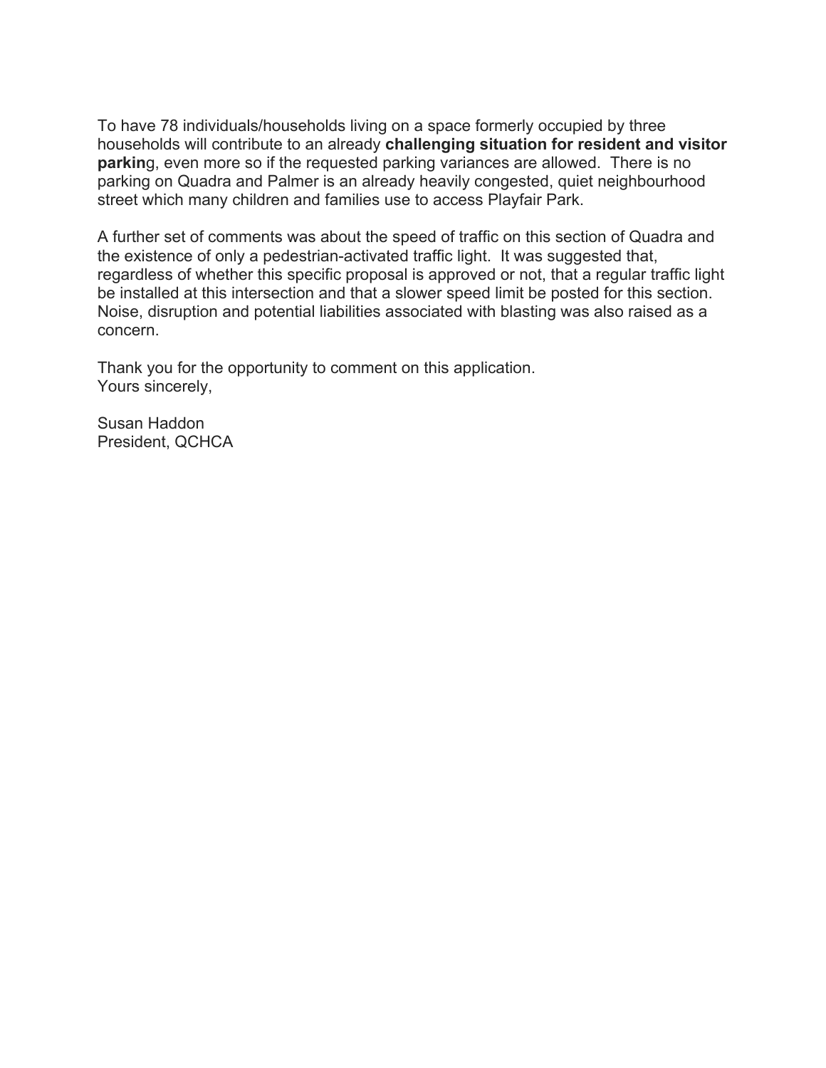To have 78 individuals/households living on a space formerly occupied by three households will contribute to an already **challenging situation for resident and visitor parkin**g, even more so if the requested parking variances are allowed. There is no parking on Quadra and Palmer is an already heavily congested, quiet neighbourhood street which many children and families use to access Playfair Park.

A further set of comments was about the speed of traffic on this section of Quadra and the existence of only a pedestrian-activated traffic light. It was suggested that, regardless of whether this specific proposal is approved or not, that a regular traffic light be installed at this intersection and that a slower speed limit be posted for this section. Noise, disruption and potential liabilities associated with blasting was also raised as a concern.

Thank you for the opportunity to comment on this application.
Yours sincerely,

Susan Haddon
President, QCHCA